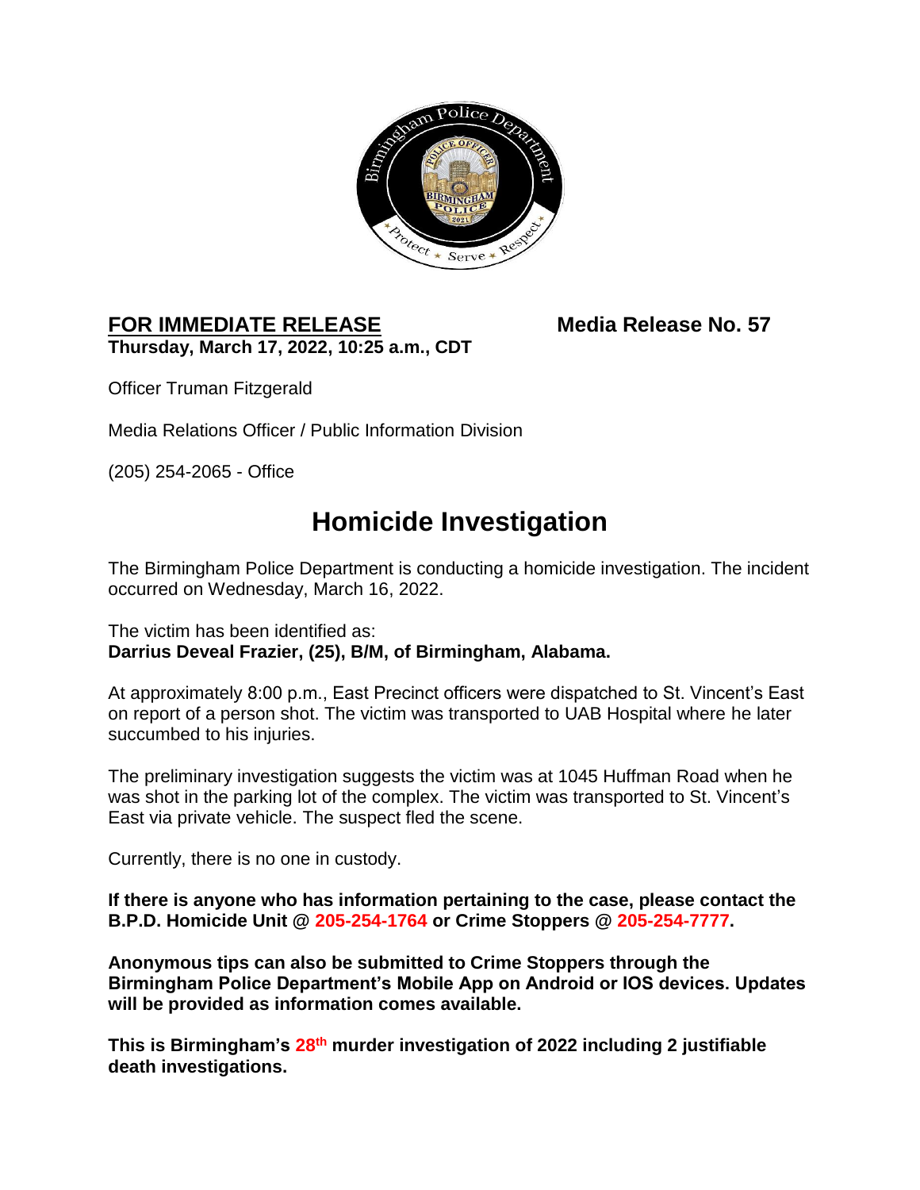**FOR IMMEDIATE RELEASE** **Media Release No. 57**
**Thursday, March 17, 2022, 10:25 a.m., CDT**

Officer Truman Fitzgerald

Media Relations Officer / Public Information Division

(205) 254-2065 - Office

# Homicide Investigation

The Birmingham Police Department is conducting a homicide investigation. The incident occurred on Wednesday, March 16, 2022.

The victim has been identified as:
**Darrius Deveal Frazier, (25), B/M, of Birmingham, Alabama.**

At approximately 8:00 p.m., East Precinct officers were dispatched to St. Vincent's East on report of a person shot. The victim was transported to UAB Hospital where he later succumbed to his injuries.

The preliminary investigation suggests the victim was at 1045 Huffman Road when he was shot in the parking lot of the complex. The victim was transported to St. Vincent's East via private vehicle. The suspect fled the scene.

Currently, there is no one in custody.

**If there is anyone who has information pertaining to the case, please contact the B.P.D. Homicide Unit @ 205-254-1764 or Crime Stoppers @ 205-254-7777.**

**Anonymous tips can also be submitted to Crime Stoppers through the Birmingham Police Department's Mobile App on Android or IOS devices. Updates will be provided as information comes available.**

**This is Birmingham's 28th murder investigation of 2022 including 2 justifiable death investigations.**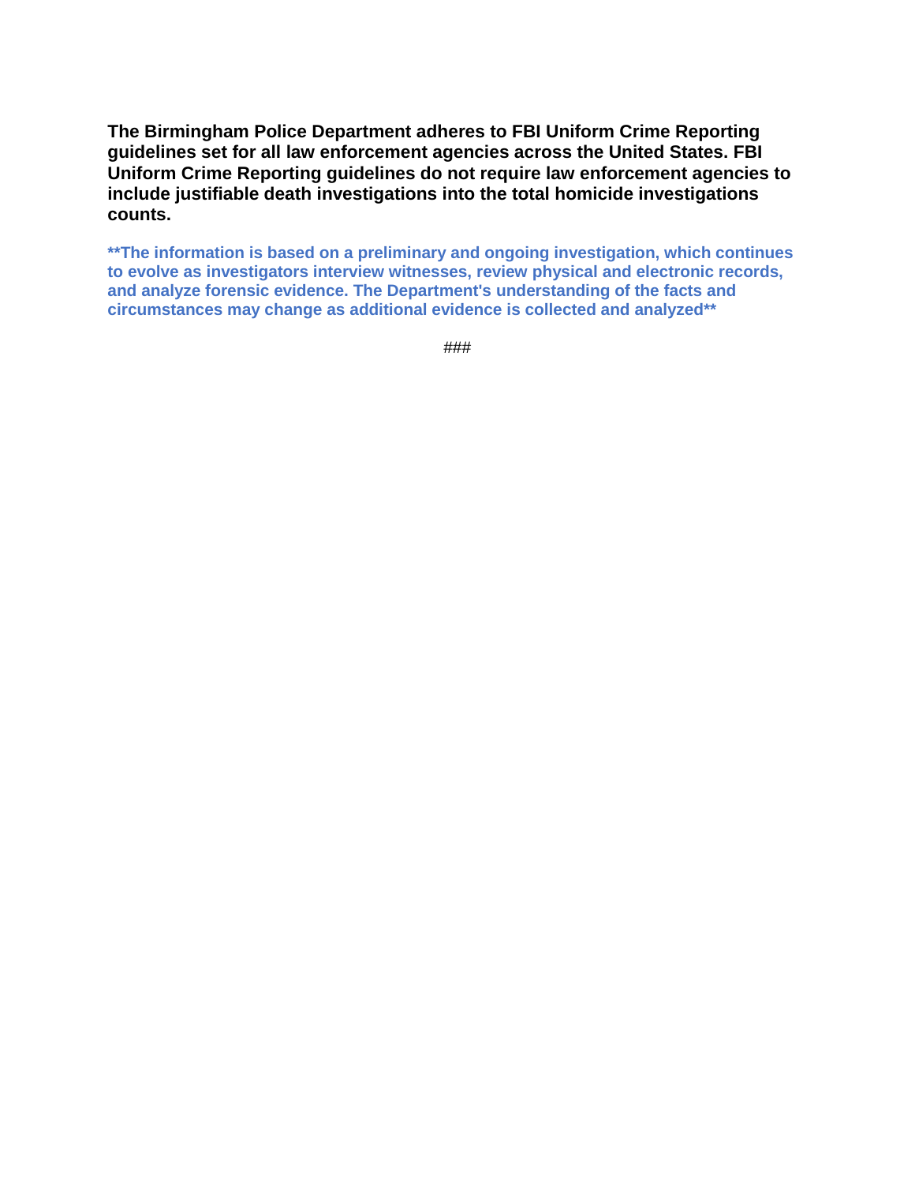**The Birmingham Police Department adheres to FBI Uniform Crime Reporting guidelines set for all law enforcement agencies across the United States. FBI Uniform Crime Reporting guidelines do not require law enforcement agencies to include justifiable death investigations into the total homicide investigations counts.**

**\*\*The information is based on a preliminary and ongoing investigation, which continues to evolve as investigators interview witnesses, review physical and electronic records, and analyze forensic evidence. The Department's understanding of the facts and circumstances may change as additional evidence is collected and analyzed\*\***

###